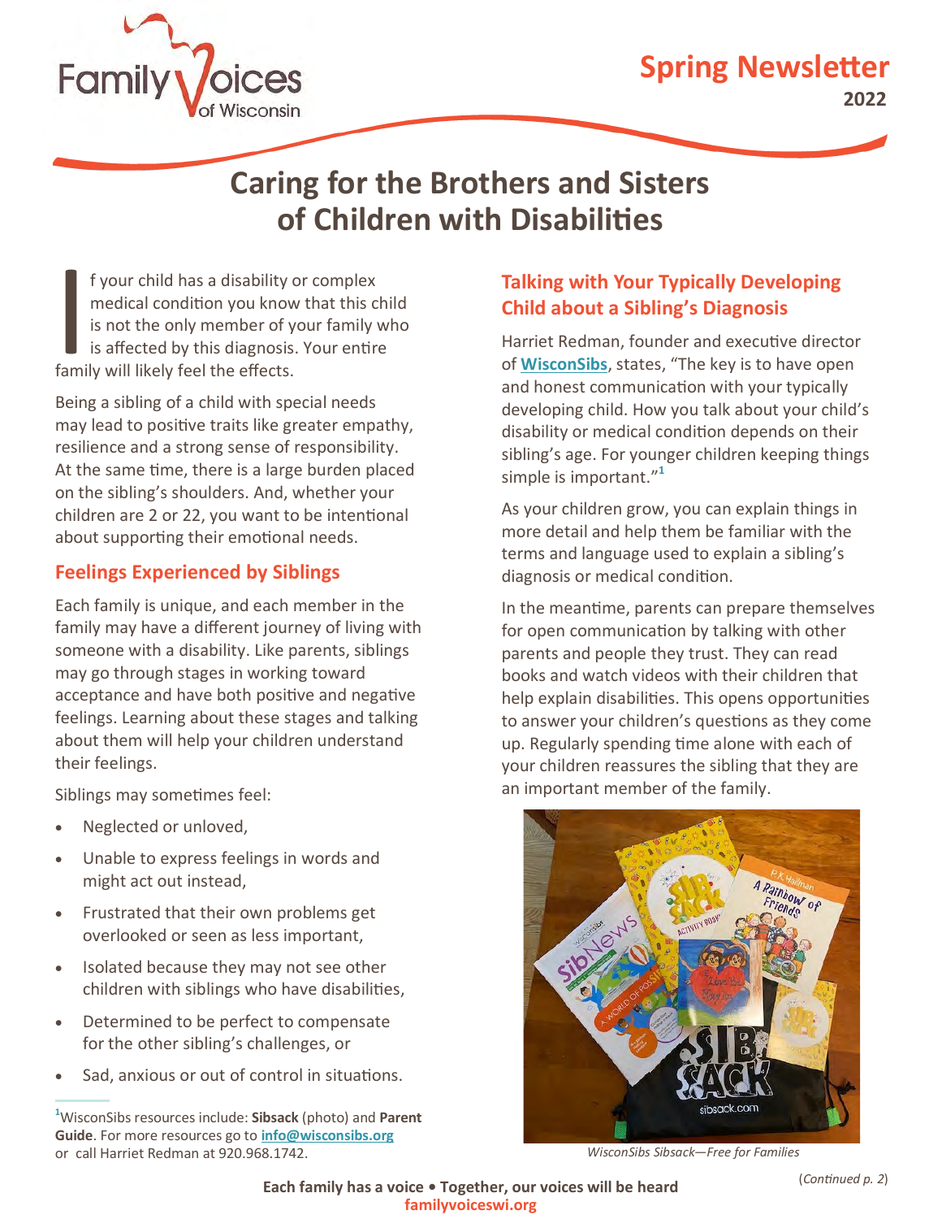Family Voices of Wisconsin

**Spring Newsletter**
**2022**

# Caring for the Brothers and Sisters of Children with Disabilities

If your child has a disability or complex medical condition you know that this child is not the only member of your family who is affected by this diagnosis. Your entire family will likely feel the effects.

Being a sibling of a child with special needs may lead to positive traits like greater empathy, resilience and a strong sense of responsibility. At the same time, there is a large burden placed on the sibling's shoulders. And, whether your children are 2 or 22, you want to be intentional about supporting their emotional needs.

## Feelings Experienced by Siblings

Each family is unique, and each member in the family may have a different journey of living with someone with a disability. Like parents, siblings may go through stages in working toward acceptance and have both positive and negative feelings. Learning about these stages and talking about them will help your children understand their feelings.

Siblings may sometimes feel:

- Neglected or unloved,
- Unable to express feelings in words and might act out instead,
- Frustrated that their own problems get overlooked or seen as less important,
- Isolated because they may not see other children with siblings who have disabilities,
- Determined to be perfect to compensate for the other sibling's challenges, or
- Sad, anxious or out of control in situations.

## Talking with Your Typically Developing Child about a Sibling's Diagnosis

Harriet Redman, founder and executive director of **WisconSibs**, states, "The key is to have open and honest communication with your typically developing child. How you talk about your child's disability or medical condition depends on their sibling's age. For younger children keeping things simple is important."[1]

As your children grow, you can explain things in more detail and help them be familiar with the terms and language used to explain a sibling's diagnosis or medical condition.

In the meantime, parents can prepare themselves for open communication by talking with other parents and people they trust. They can read books and watch videos with their children that help explain disabilities. This opens opportunities to answer your children's questions as they come up. Regularly spending time alone with each of your children reassures the sibling that they are an important member of the family.

*WisconSibs Sibsack—Free for Families*

(*Continued p. 2*)

[1] WisconSibs resources include: **Sibsack** (photo) and **Parent Guide**. For more resources go to **info@wisconsibs.org** or call Harriet Redman at 920.968.1742.

**Each family has a voice • Together, our voices will be heard**
**familyvoiceswi.org**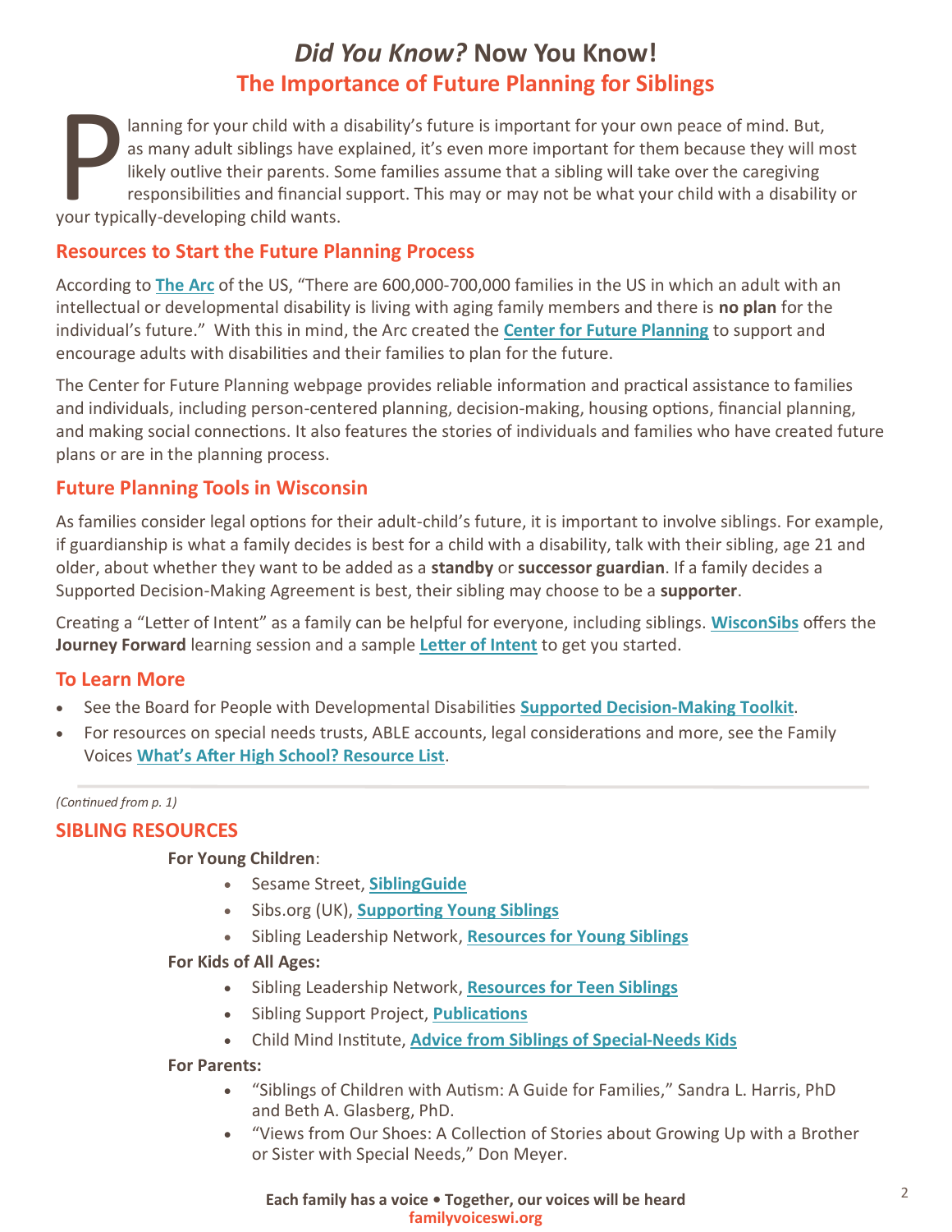# *Did You Know?* Now You Know!

## The Importance of Future Planning for Siblings

Planning for your child with a disability's future is important for your own peace of mind. But, as many adult siblings have explained, it's even more important for them because they will most likely outlive their parents. Some families assume that a sibling will take over the caregiving responsibilities and financial support. This may or may not be what your child with a disability or your typically-developing child wants.

### Resources to Start the Future Planning Process

According to **The Arc** of the US, "There are 600,000-700,000 families in the US in which an adult with an intellectual or developmental disability is living with aging family members and there is **no plan** for the individual's future." With this in mind, the Arc created the **Center for Future Planning** to support and encourage adults with disabilities and their families to plan for the future.

The Center for Future Planning webpage provides reliable information and practical assistance to families and individuals, including person-centered planning, decision-making, housing options, financial planning, and making social connections. It also features the stories of individuals and families who have created future plans or are in the planning process.

### Future Planning Tools in Wisconsin

As families consider legal options for their adult-child's future, it is important to involve siblings. For example, if guardianship is what a family decides is best for a child with a disability, talk with their sibling, age 21 and older, about whether they want to be added as a **standby** or **successor guardian**. If a family decides a Supported Decision-Making Agreement is best, their sibling may choose to be a **supporter**.

Creating a "Letter of Intent" as a family can be helpful for everyone, including siblings. **WisconSibs** offers the **Journey Forward** learning session and a sample **Letter of Intent** to get you started.

### To Learn More

- See the Board for People with Developmental Disabilities **Supported Decision-Making Toolkit**.
- For resources on special needs trusts, ABLE accounts, legal considerations and more, see the Family Voices **What's After High School? Resource List**.

---

*(Continued from p. 1)*

## SIBLING RESOURCES

**For Young Children**:

- Sesame Street, **SiblingGuide**
- Sibs.org (UK), **Supporting Young Siblings**
- Sibling Leadership Network, **Resources for Young Siblings**

**For Kids of All Ages:**

- Sibling Leadership Network, **Resources for Teen Siblings**
- Sibling Support Project, **Publications**
- Child Mind Institute, **Advice from Siblings of Special-Needs Kids**

**For Parents:**

- "Siblings of Children with Autism: A Guide for Families," Sandra L. Harris, PhD and Beth A. Glasberg, PhD.
- "Views from Our Shoes: A Collection of Stories about Growing Up with a Brother or Sister with Special Needs," Don Meyer.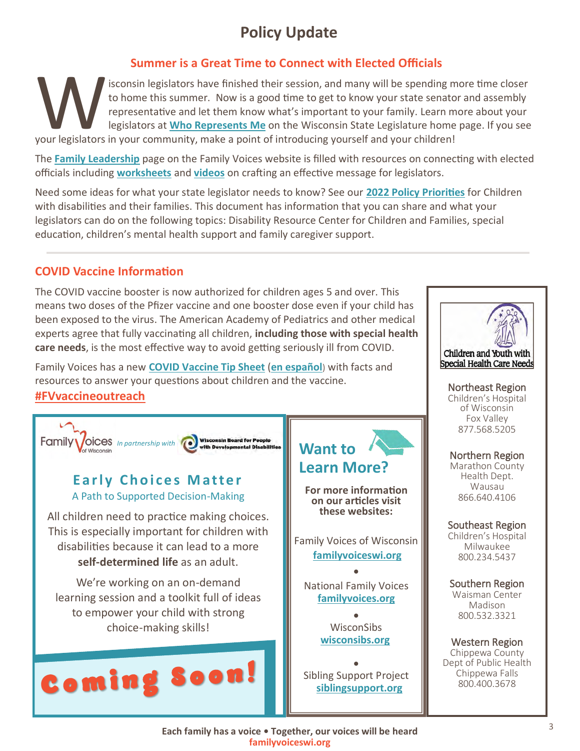# Policy Update

## Summer is a Great Time to Connect with Elected Officials

Wisconsin legislators have finished their session, and many will be spending more time closer to home this summer. Now is a good time to get to know your state senator and assembly representative and let them know what's important to your family. Learn more about your legislators at **Who Represents Me** on the Wisconsin State Legislature home page. If you see your legislators in your community, make a point of introducing yourself and your children!

The **Family Leadership** page on the Family Voices website is filled with resources on connecting with elected officials including **worksheets** and **videos** on crafting an effective message for legislators.

Need some ideas for what your state legislator needs to know? See our **2022 Policy Priorities** for Children with disabilities and their families. This document has information that you can share and what your legislators can do on the following topics: Disability Resource Center for Children and Families, special education, children's mental health support and family caregiver support.

---

## COVID Vaccine Information

The COVID vaccine booster is now authorized for children ages 5 and over. This means two doses of the Pfizer vaccine and one booster dose even if your child has been exposed to the virus. The American Academy of Pediatrics and other medical experts agree that fully vaccinating all children, **including those with special health care needs**, is the most effective way to avoid getting seriously ill from COVID.

Family Voices has a new **COVID Vaccine Tip Sheet** (**en español**) with facts and resources to answer your questions about children and the vaccine.

**#FVvaccineoutreach**

---

Family Voices of Wisconsin *In partnership with* Wisconsin Board for People with Developmental Disabilities

### Early Choices Matter

A Path to Supported Decision-Making

All children need to practice making choices. This is especially important for children with disabilities because it can lead to a more **self-determined life** as an adult.

We're working on an on-demand learning session and a toolkit full of ideas to empower your child with strong choice-making skills!

**Coming Soon!**

---

### Want to Learn More?

**For more information on our articles visit these websites:**

Family Voices of Wisconsin
**familyvoiceswi.org**

•

National Family Voices
**familyvoices.org**

•

WisconSibs
**wisconsibs.org**

•

Sibling Support Project
**siblingsupport.org**

---

**Children and Youth with Special Health Care Needs**

**Northeast Region**
Children's Hospital of Wisconsin
Fox Valley
877.568.5205

**Northern Region**
Marathon County Health Dept.
Wausau
866.640.4106

**Southeast Region**
Children's Hospital
Milwaukee
800.234.5437

**Southern Region**
Waisman Center
Madison
800.532.3321

**Western Region**
Chippewa County Dept of Public Health
Chippewa Falls
800.400.3678

---

**Each family has a voice • Together, our voices will be heard**
familyvoiceswi.org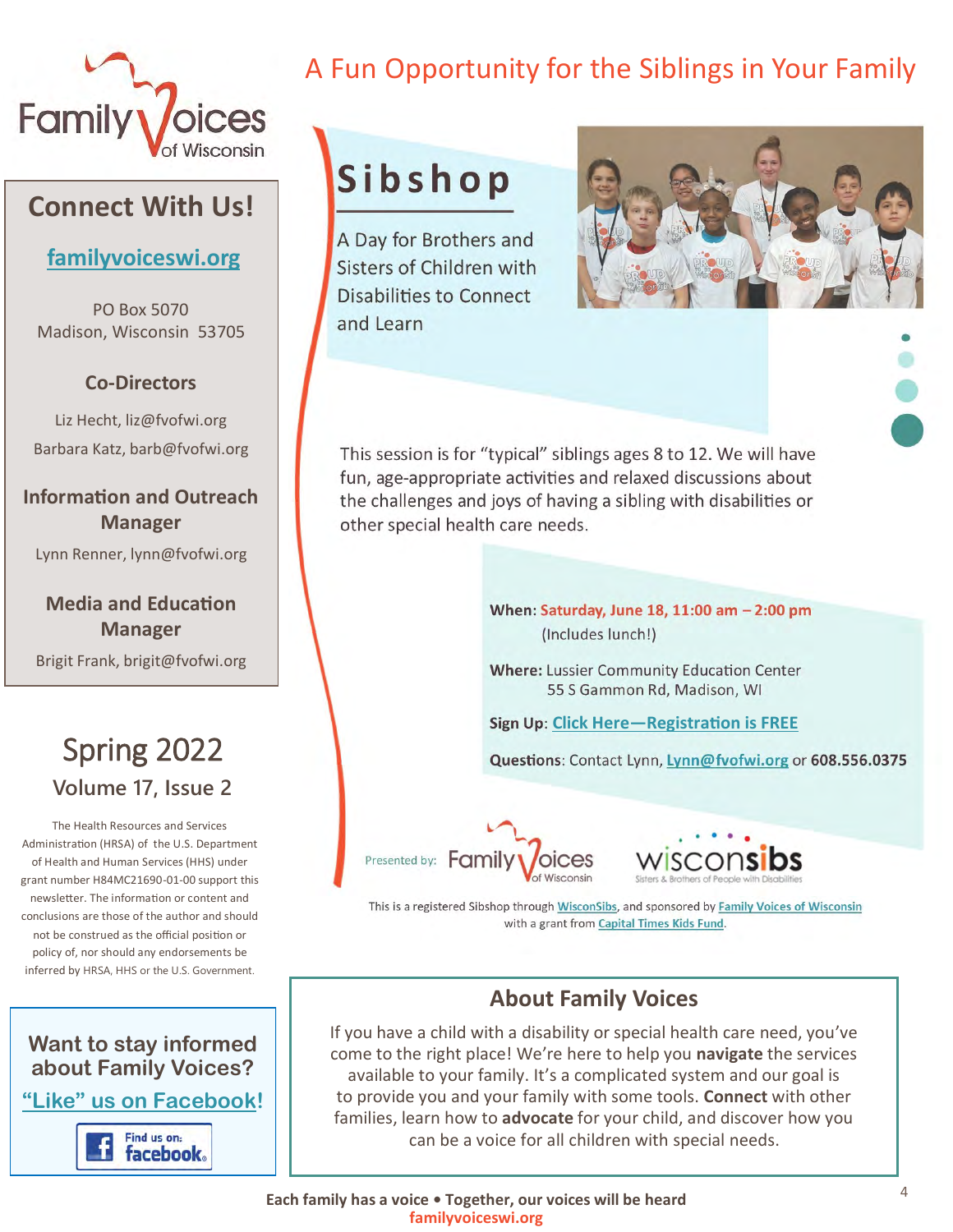Family Voices of Wisconsin

## Connect With Us!

familyvoiceswi.org

PO Box 5070
Madison, Wisconsin 53705

**Co-Directors**

Liz Hecht, liz@fvofwi.org

Barbara Katz, barb@fvofwi.org

**Information and Outreach Manager**

Lynn Renner, lynn@fvofwi.org

**Media and Education Manager**

Brigit Frank, brigit@fvofwi.org

## Spring 2022

### Volume 17, Issue 2

The Health Resources and Services Administration (HRSA) of the U.S. Department of Health and Human Services (HHS) under grant number H84MC21690-01-00 support this newsletter. The information or content and conclusions are those of the author and should not be construed as the official position or policy of, nor should any endorsements be inferred by HRSA, HHS or the U.S. Government.

**Want to stay informed about Family Voices?**

**"Like" us on Facebook!**

Find us on: facebook

# A Fun Opportunity for the Siblings in Your Family

## Sibshop

A Day for Brothers and Sisters of Children with Disabilities to Connect and Learn

This session is for "typical" siblings ages 8 to 12. We will have fun, age-appropriate activities and relaxed discussions about the challenges and joys of having a sibling with disabilities or other special health care needs.

**When**: **Saturday, June 18, 11:00 am – 2:00 pm**
(Includes lunch!)

**Where:** Lussier Community Education Center
55 S Gammon Rd, Madison, WI

**Sign Up**: Click Here—Registration is FREE

**Questions**: Contact Lynn, Lynn@fvofwi.org or **608.556.0375**

Presented by: Family Voices of Wisconsin, wisconsibs — Sisters & Brothers of People with Disabilities

This is a registered Sibshop through WisconSibs, and sponsored by Family Voices of Wisconsin with a grant from Capital Times Kids Fund.

## About Family Voices

If you have a child with a disability or special health care need, you've come to the right place! We're here to help you **navigate** the services available to your family. It's a complicated system and our goal is to provide you and your family with some tools. **Connect** with other families, learn how to **advocate** for your child, and discover how you can be a voice for all children with special needs.

**Each family has a voice • Together, our voices will be heard**
**familyvoiceswi.org**